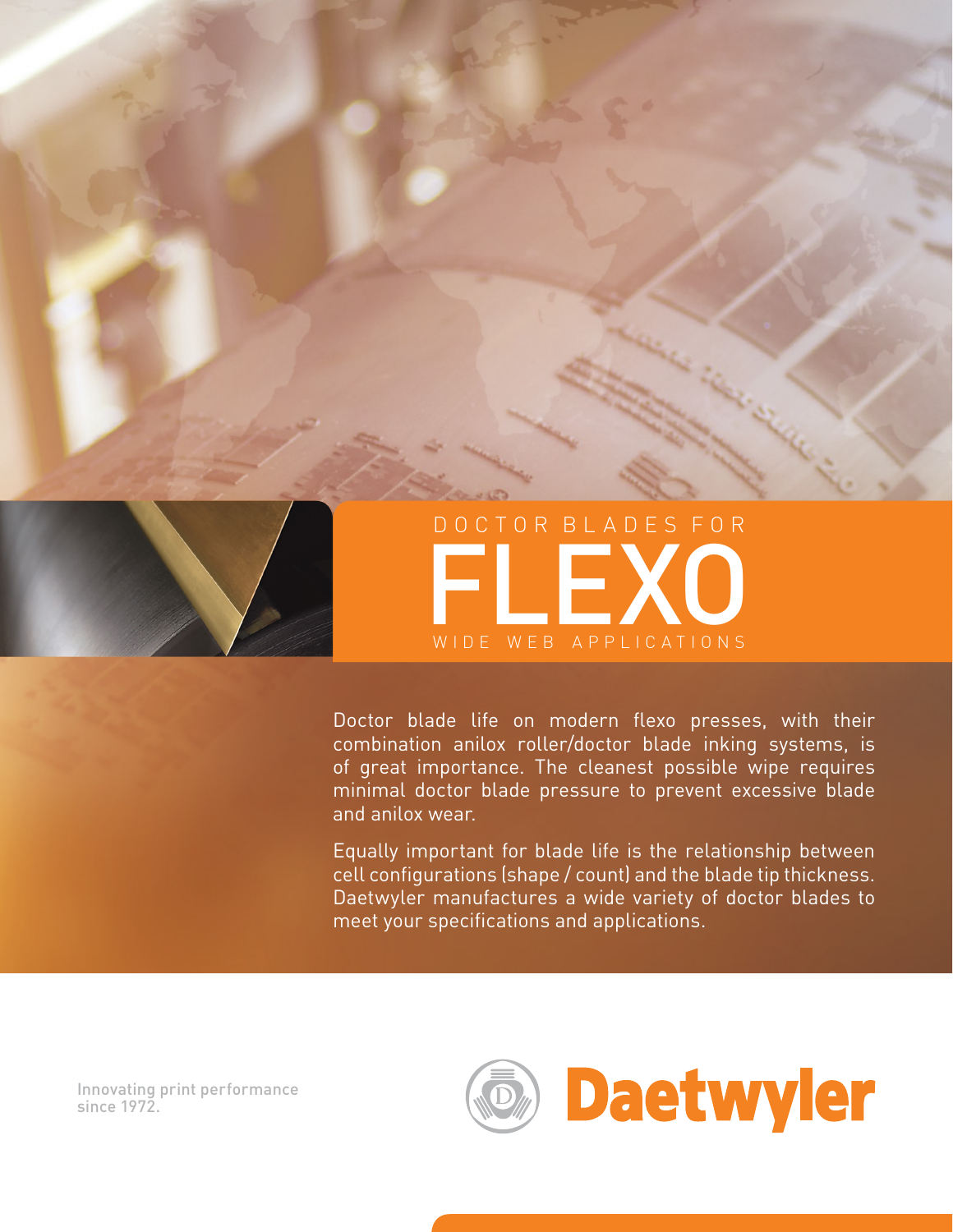# DOCTOR BLADES FOR FLEXO

## WIDE WEB APPLICATIONS

Doctor blade life on modern flexo presses, with their combination anilox roller/doctor blade inking systems, is of great importance. The cleanest possible wipe requires minimal doctor blade pressure to prevent excessive blade and anilox wear.

Equally important for blade life is the relationship between cell configurations (shape / count) and the blade tip thickness. Daetwyler manufactures a wide variety of doctor blades to meet your specifications and applications.

Innovating print performance since 1972.

Daetwyler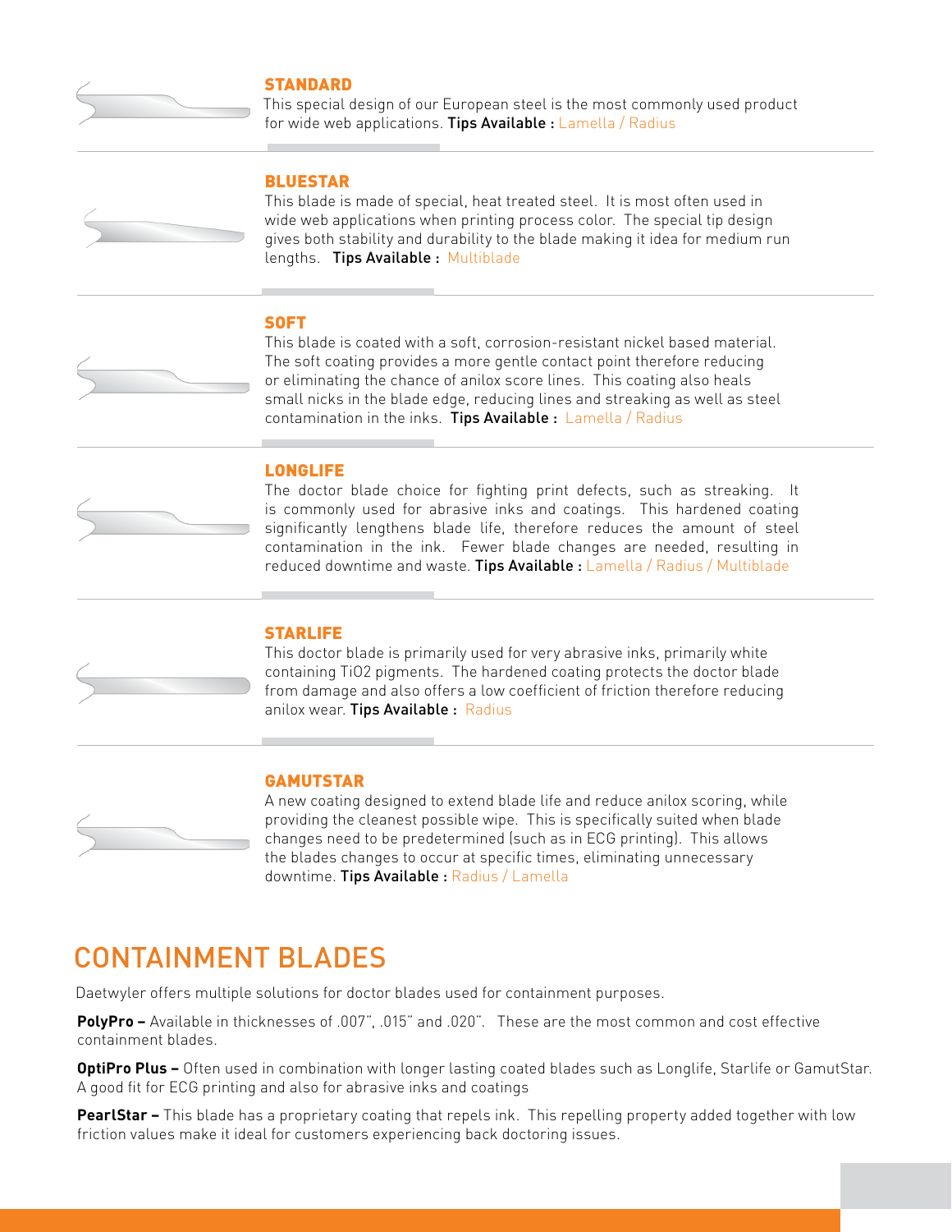### STANDARD

This special design of our European steel is the most commonly used product for wide web applications. **Tips Available :** Lamella / Radius

### BLUESTAR

This blade is made of special, heat treated steel. It is most often used in wide web applications when printing process color. The special tip design gives both stability and durability to the blade making it idea for medium run lengths. **Tips Available :** Multiblade

### SOFT

This blade is coated with a soft, corrosion-resistant nickel based material. The soft coating provides a more gentle contact point therefore reducing or eliminating the chance of anilox score lines. This coating also heals small nicks in the blade edge, reducing lines and streaking as well as steel contamination in the inks. **Tips Available :** Lamella / Radius

### LONGLIFE

The doctor blade choice for fighting print defects, such as streaking. It is commonly used for abrasive inks and coatings. This hardened coating significantly lengthens blade life, therefore reduces the amount of steel contamination in the ink. Fewer blade changes are needed, resulting in reduced downtime and waste. **Tips Available :** Lamella / Radius / Multiblade

### STARLIFE

This doctor blade is primarily used for very abrasive inks, primarily white containing $TiO_2$ pigments. The hardened coating protects the doctor blade from damage and also offers a low coefficient of friction therefore reducing anilox wear. **Tips Available :** Radius

### GAMUTSTAR

A new coating designed to extend blade life and reduce anilox scoring, while providing the cleanest possible wipe. This is specifically suited when blade changes need to be predetermined (such as in ECG printing). This allows the blades changes to occur at specific times, eliminating unnecessary downtime. **Tips Available :** Radius / Lamella

## CONTAINMENT BLADES

Daetwyler offers multiple solutions for doctor blades used for containment purposes.

**PolyPro –** Available in thicknesses of .007", .015" and .020". These are the most common and cost effective containment blades.

**OptiPro Plus –** Often used in combination with longer lasting coated blades such as Longlife, Starlife or GamutStar. A good fit for ECG printing and also for abrasive inks and coatings

**PearlStar –** This blade has a proprietary coating that repels ink. This repelling property added together with low friction values make it ideal for customers experiencing back doctoring issues.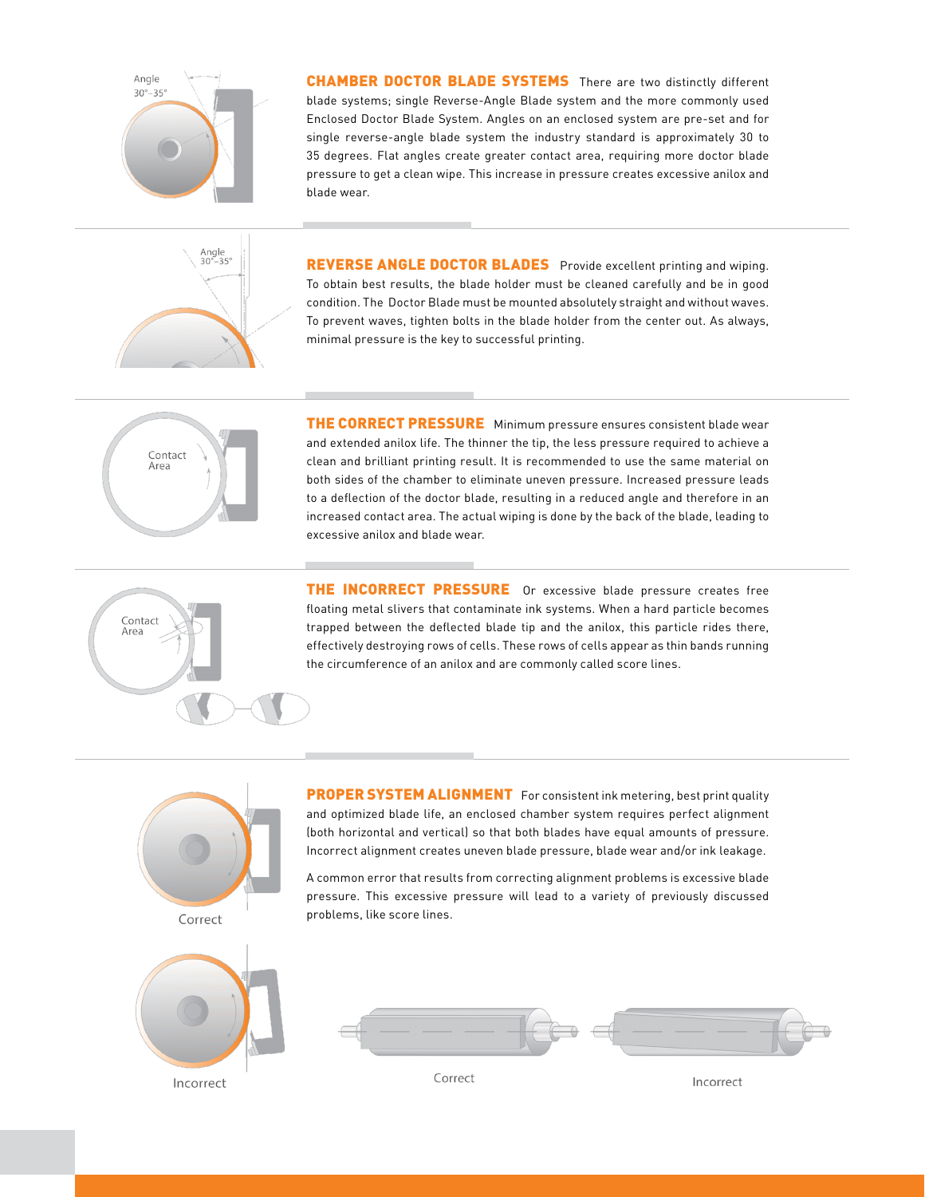## CHAMBER DOCTOR BLADE SYSTEMS

There are two distinctly different blade systems; single Reverse-Angle Blade system and the more commonly used Enclosed Doctor Blade System. Angles on an enclosed system are pre-set and for single reverse-angle blade system the industry standard is approximately 30 to 35 degrees. Flat angles create greater contact area, requiring more doctor blade pressure to get a clean wipe. This increase in pressure creates excessive anilox and blade wear.

## REVERSE ANGLE DOCTOR BLADES

Provide excellent printing and wiping. To obtain best results, the blade holder must be cleaned carefully and be in good condition. The Doctor Blade must be mounted absolutely straight and without waves. To prevent waves, tighten bolts in the blade holder from the center out. As always, minimal pressure is the key to successful printing.

## THE CORRECT PRESSURE

Minimum pressure ensures consistent blade wear and extended anilox life. The thinner the tip, the less pressure required to achieve a clean and brilliant printing result. It is recommended to use the same material on both sides of the chamber to eliminate uneven pressure. Increased pressure leads to a deflection of the doctor blade, resulting in a reduced angle and therefore in an increased contact area. The actual wiping is done by the back of the blade, leading to excessive anilox and blade wear.

## THE INCORRECT PRESSURE

Or excessive blade pressure creates free floating metal slivers that contaminate ink systems. When a hard particle becomes trapped between the deflected blade tip and the anilox, this particle rides there, effectively destroying rows of cells. These rows of cells appear as thin bands running the circumference of an anilox and are commonly called score lines.

## PROPER SYSTEM ALIGNMENT

For consistent ink metering, best print quality and optimized blade life, an enclosed chamber system requires perfect alignment (both horizontal and vertical) so that both blades have equal amounts of pressure. Incorrect alignment creates uneven blade pressure, blade wear and/or ink leakage.

A common error that results from correcting alignment problems is excessive blade pressure. This excessive pressure will lead to a variety of previously discussed problems, like score lines.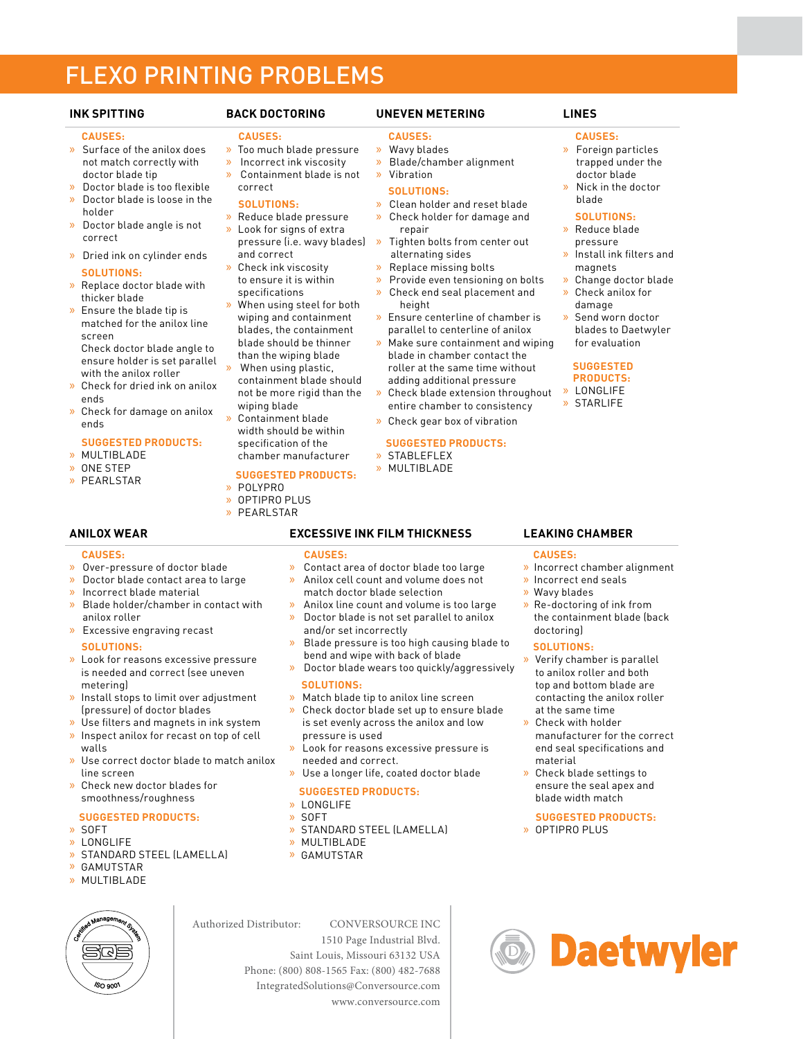# FLEXO PRINTING PROBLEMS

## INK SPITTING

**CAUSES:**

- Surface of the anilox does not match correctly with doctor blade tip
- Doctor blade is too flexible
- Doctor blade is loose in the holder
- Doctor blade angle is not correct
- Dried ink on cylinder ends

**SOLUTIONS:**

- Replace doctor blade with thicker blade
- Ensure the blade tip is matched for the anilox line screen
  Check doctor blade angle to ensure holder is set parallel with the anilox roller
- Check for dried ink on anilox ends
- Check for damage on anilox ends

**SUGGESTED PRODUCTS:**

- MULTIBLADE
- ONE STEP
- PEARLSTAR

## BACK DOCTORING

**CAUSES:**

- Too much blade pressure
- Incorrect ink viscosity
- Containment blade is not correct

**SOLUTIONS:**

- Reduce blade pressure
- Look for signs of extra pressure (i.e. wavy blades) and correct
- Check ink viscosity to ensure it is within specifications
- When using steel for both wiping and containment blades, the containment blade should be thinner than the wiping blade
- When using plastic, containment blade should not be more rigid than the wiping blade
- Containment blade width should be within specification of the chamber manufacturer

**SUGGESTED PRODUCTS:**

- POLYPRO
- OPTIPRO PLUS
- PEARLSTAR

## UNEVEN METERING

**CAUSES:**

- Wavy blades
- Blade/chamber alignment
- Vibration

**SOLUTIONS:**

- Clean holder and reset blade
- Check holder for damage and repair
- Tighten bolts from center out alternating sides
- Replace missing bolts
- Provide even tensioning on bolts
- Check end seal placement and height
- Ensure centerline of chamber is parallel to centerline of anilox
- Make sure containment and wiping blade in chamber contact the roller at the same time without adding additional pressure
- Check blade extension throughout entire chamber to consistency
- Check gear box of vibration

**SUGGESTED PRODUCTS:**

- STABLEFLEX
- MULTIBLADE

## LINES

**CAUSES:**

- Foreign particles trapped under the doctor blade
- Nick in the doctor blade

**SOLUTIONS:**

- Reduce blade pressure
- Install ink filters and magnets
- Change doctor blade
- Check anilox for damage
- Send worn doctor blades to Daetwyler for evaluation

**SUGGESTED PRODUCTS:**

- LONGLIFE
- STARLIFE

## ANILOX WEAR

**CAUSES:**

- Over-pressure of doctor blade
- Doctor blade contact area to large
- Incorrect blade material
- Blade holder/chamber in contact with anilox roller
- Excessive engraving recast

**SOLUTIONS:**

- Look for reasons excessive pressure is needed and correct (see uneven metering)
- Install stops to limit over adjustment (pressure) of doctor blades
- Use filters and magnets in ink system
- Inspect anilox for recast on top of cell walls
- Use correct doctor blade to match anilox line screen
- Check new doctor blades for smoothness/roughness

**SUGGESTED PRODUCTS:**

- SOFT
- LONGLIFE
- STANDARD STEEL (LAMELLA)
- GAMUTSTAR
- MULTIBLADE

## EXCESSIVE INK FILM THICKNESS

**CAUSES:**

- Contact area of doctor blade too large
- Anilox cell count and volume does not match doctor blade selection
- Anilox line count and volume is too large
- Doctor blade is not set parallel to anilox and/or set incorrectly
- Blade pressure is too high causing blade to bend and wipe with back of blade
- Doctor blade wears too quickly/aggressively

**SOLUTIONS:**

- Match blade tip to anilox line screen
- Check doctor blade set up to ensure blade is set evenly across the anilox and low pressure is used
- Look for reasons excessive pressure is needed and correct.
- Use a longer life, coated doctor blade

**SUGGESTED PRODUCTS:**

- LONGLIFE
- SOFT
- STANDARD STEEL (LAMELLA)
- MULTIBLADE
- GAMUTSTAR

## LEAKING CHAMBER

**CAUSES:**

- Incorrect chamber alignment
- Incorrect end seals
- Wavy blades
- Re-doctoring of ink from the containment blade (back doctoring)

**SOLUTIONS:**

- Verify chamber is parallel to anilox roller and both top and bottom blade are contacting the anilox roller at the same time
- Check with holder manufacturer for the correct end seal specifications and material
- Check blade settings to ensure the seal apex and blade width match

**SUGGESTED PRODUCTS:**

- OPTIPRO PLUS

Certified Management System SQS ISO 9001

Authorized Distributor: CONVERSOURCE INC
1510 Page Industrial Blvd.
Saint Louis, Missouri 63132 USA
Phone: (800) 808-1565 Fax: (800) 482-7688
IntegratedSolutions@Conversource.com
www.conversource.com

Daetwyler